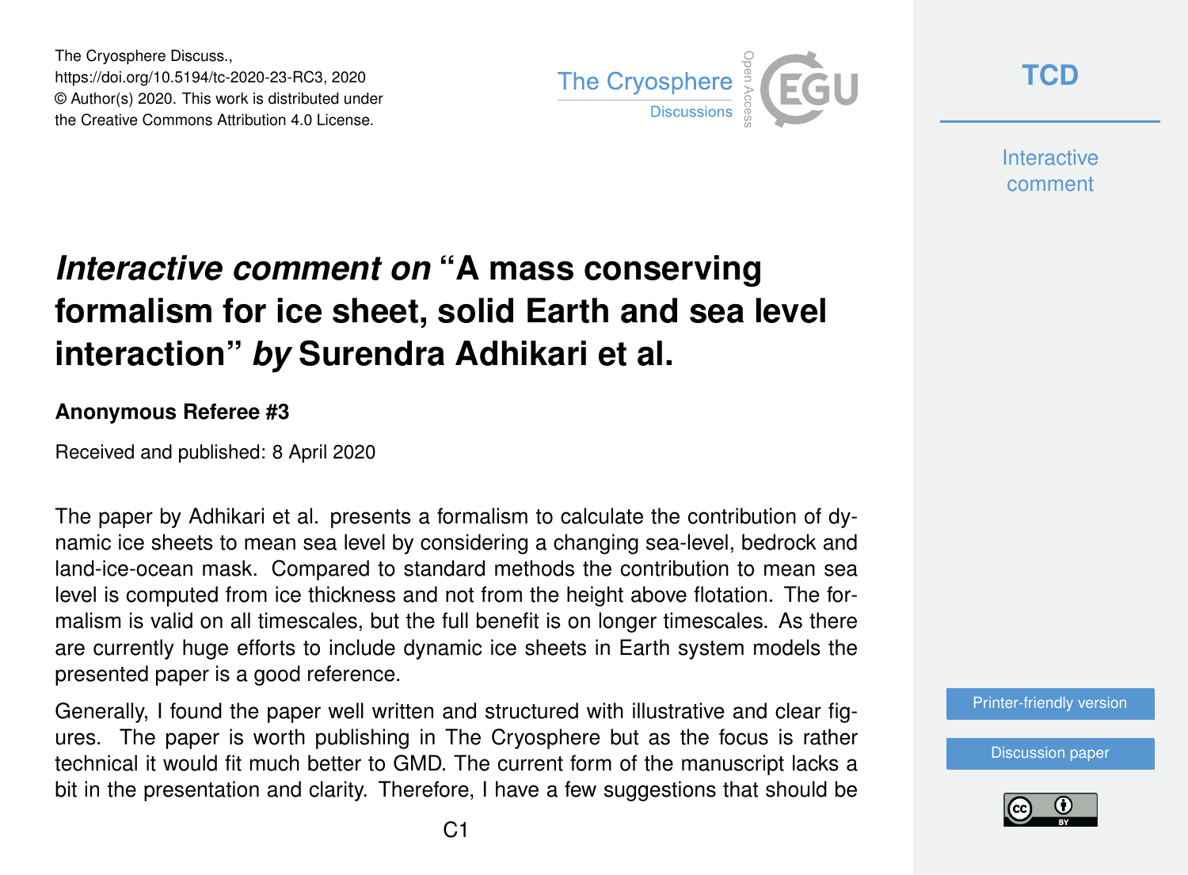The Cryosphere Discuss.,
https://doi.org/10.5194/tc-2020-23-RC3, 2020
© Author(s) 2020. This work is distributed under
the Creative Commons Attribution 4.0 License.

# *Interactive comment on* "A mass conserving formalism for ice sheet, solid Earth and sea level interaction" *by* Surendra Adhikari et al.

**Anonymous Referee #3**

Received and published: 8 April 2020

The paper by Adhikari et al. presents a formalism to calculate the contribution of dynamic ice sheets to mean sea level by considering a changing sea-level, bedrock and land-ice-ocean mask. Compared to standard methods the contribution to mean sea level is computed from ice thickness and not from the height above flotation. The formalism is valid on all timescales, but the full benefit is on longer timescales. As there are currently huge efforts to include dynamic ice sheets in Earth system models the presented paper is a good reference.

Generally, I found the paper well written and structured with illustrative and clear figures. The paper is worth publishing in The Cryosphere but as the focus is rather technical it would fit much better to GMD. The current form of the manuscript lacks a bit in the presentation and clarity. Therefore, I have a few suggestions that should be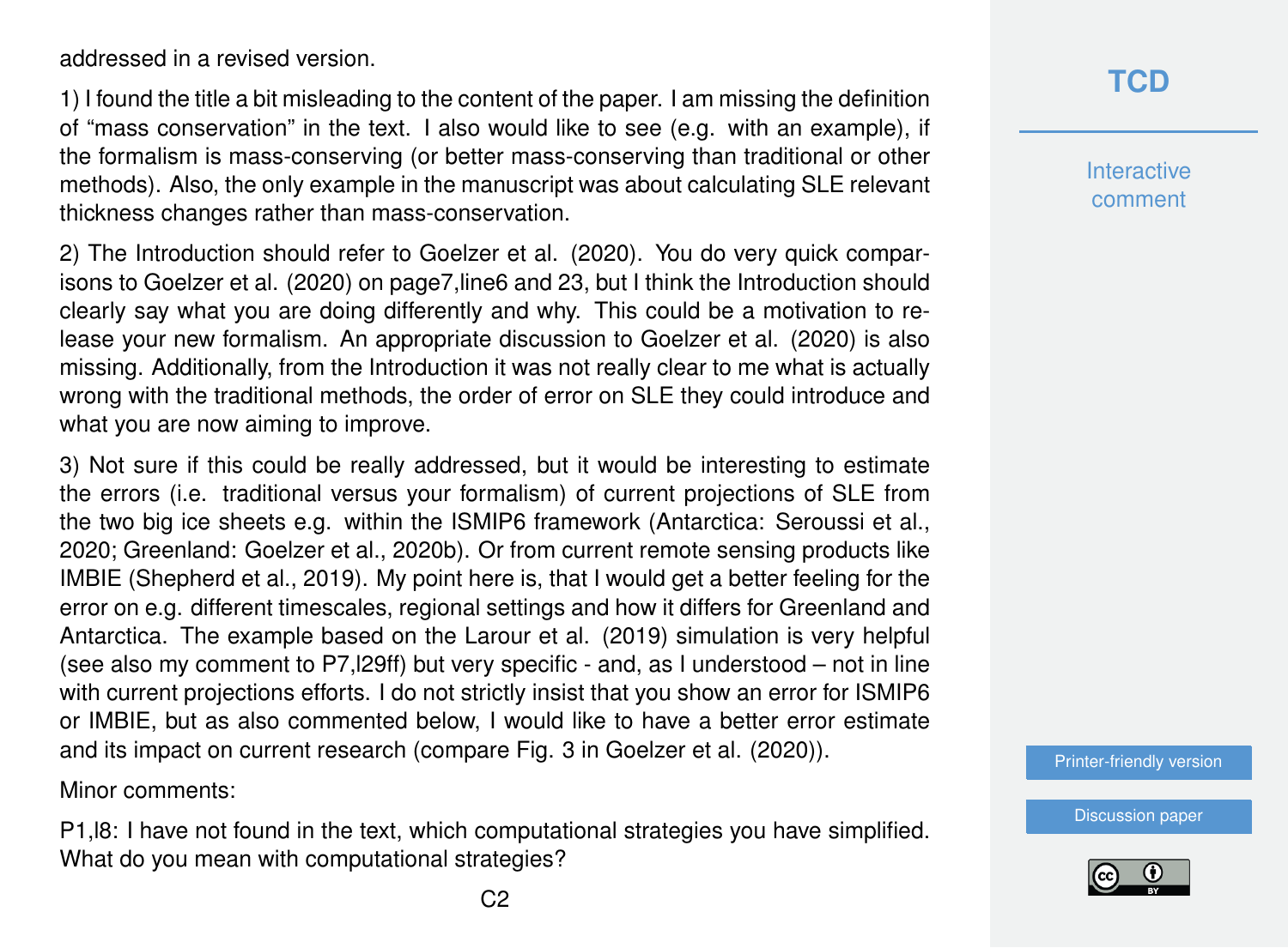addressed in a revised version.

1) I found the title a bit misleading to the content of the paper. I am missing the definition of "mass conservation" in the text. I also would like to see (e.g. with an example), if the formalism is mass-conserving (or better mass-conserving than traditional or other methods). Also, the only example in the manuscript was about calculating SLE relevant thickness changes rather than mass-conservation.

2) The Introduction should refer to Goelzer et al. (2020). You do very quick comparisons to Goelzer et al. (2020) on page7,line6 and 23, but I think the Introduction should clearly say what you are doing differently and why. This could be a motivation to release your new formalism. An appropriate discussion to Goelzer et al. (2020) is also missing. Additionally, from the Introduction it was not really clear to me what is actually wrong with the traditional methods, the order of error on SLE they could introduce and what you are now aiming to improve.

3) Not sure if this could be really addressed, but it would be interesting to estimate the errors (i.e. traditional versus your formalism) of current projections of SLE from the two big ice sheets e.g. within the ISMIP6 framework (Antarctica: Seroussi et al., 2020; Greenland: Goelzer et al., 2020b). Or from current remote sensing products like IMBIE (Shepherd et al., 2019). My point here is, that I would get a better feeling for the error on e.g. different timescales, regional settings and how it differs for Greenland and Antarctica. The example based on the Larour et al. (2019) simulation is very helpful (see also my comment to P7,l29ff) but very specific - and, as I understood – not in line with current projections efforts. I do not strictly insist that you show an error for ISMIP6 or IMBIE, but as also commented below, I would like to have a better error estimate and its impact on current research (compare Fig. 3 in Goelzer et al. (2020)).

Minor comments:

P1,l8: I have not found in the text, which computational strategies you have simplified. What do you mean with computational strategies?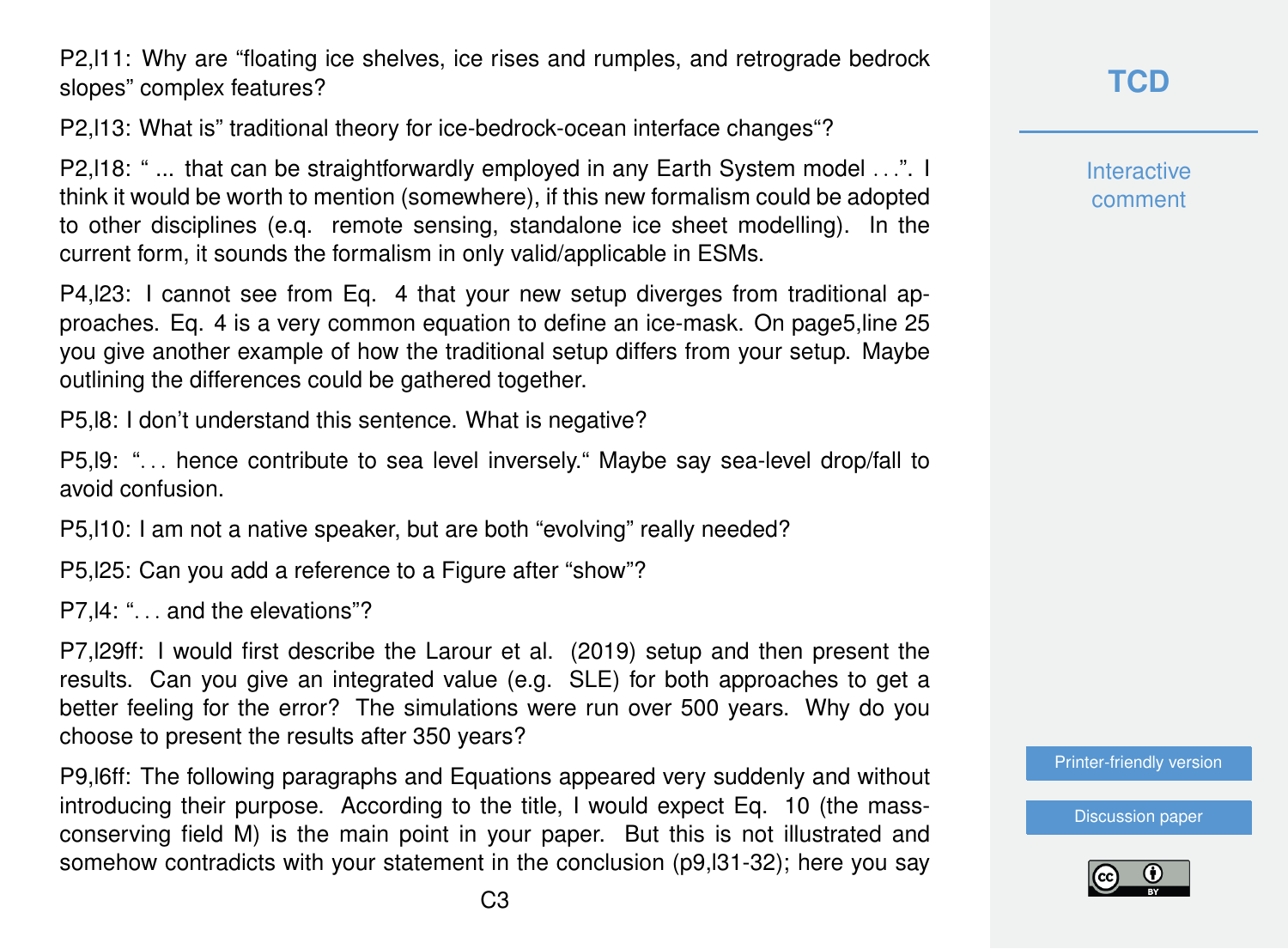P2,l11: Why are “floating ice shelves, ice rises and rumples, and retrograde bedrock slopes” complex features?

P2,l13: What is” traditional theory for ice-bedrock-ocean interface changes“?

P2,l18: “ ... that can be straightforwardly employed in any Earth System model . . .”. I think it would be worth to mention (somewhere), if this new formalism could be adopted to other disciplines (e.g. remote sensing, standalone ice sheet modelling). In the current form, it sounds the formalism in only valid/applicable in ESMs.

P4,l23: I cannot see from Eq. 4 that your new setup diverges from traditional approaches. Eq. 4 is a very common equation to define an ice-mask. On page5,line 25 you give another example of how the traditional setup differs from your setup. Maybe outlining the differences could be gathered together.

P5,l8: I don’t understand this sentence. What is negative?

P5,l9: “. . . hence contribute to sea level inversely.“ Maybe say sea-level drop/fall to avoid confusion.

P5,l10: I am not a native speaker, but are both “evolving” really needed?

P5,l25: Can you add a reference to a Figure after “show”?

P7,l4: “. . . and the elevations”?

P7,l29ff: I would first describe the Larour et al. (2019) setup and then present the results. Can you give an integrated value (e.g. SLE) for both approaches to get a better feeling for the error? The simulations were run over 500 years. Why do you choose to present the results after 350 years?

P9,l6ff: The following paragraphs and Equations appeared very suddenly and without introducing their purpose. According to the title, I would expect Eq. 10 (the mass-conserving field M) is the main point in your paper. But this is not illustrated and somehow contradicts with your statement in the conclusion (p9,l31-32); here you say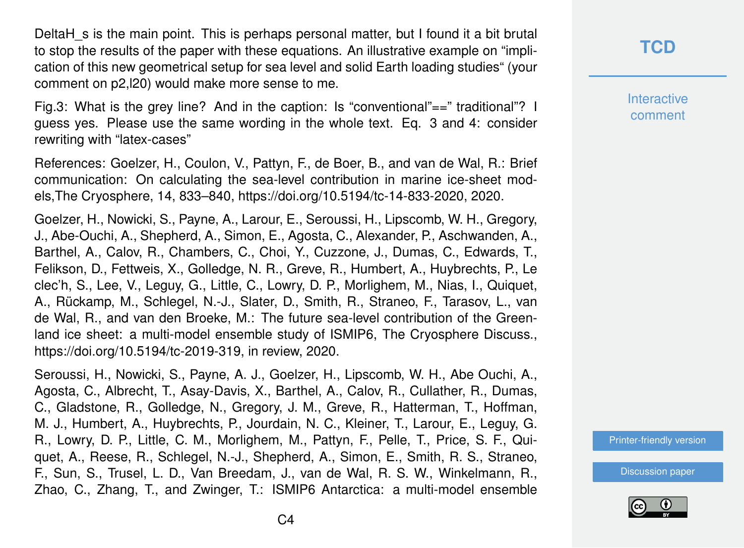DeltaH_s is the main point. This is perhaps personal matter, but I found it a bit brutal to stop the results of the paper with these equations. An illustrative example on "implication of this new geometrical setup for sea level and solid Earth loading studies" (your comment on p2,l20) would make more sense to me.

Fig.3: What is the grey line? And in the caption: Is "conventional"==" traditional"? I guess yes. Please use the same wording in the whole text. Eq. 3 and 4: consider rewriting with "latex-cases"

References: Goelzer, H., Coulon, V., Pattyn, F., de Boer, B., and van de Wal, R.: Brief communication: On calculating the sea-level contribution in marine ice-sheet models,The Cryosphere, 14, 833–840, https://doi.org/10.5194/tc-14-833-2020, 2020.

Goelzer, H., Nowicki, S., Payne, A., Larour, E., Seroussi, H., Lipscomb, W. H., Gregory, J., Abe-Ouchi, A., Shepherd, A., Simon, E., Agosta, C., Alexander, P., Aschwanden, A., Barthel, A., Calov, R., Chambers, C., Choi, Y., Cuzzone, J., Dumas, C., Edwards, T., Felikson, D., Fettweis, X., Golledge, N. R., Greve, R., Humbert, A., Huybrechts, P., Le clec'h, S., Lee, V., Leguy, G., Little, C., Lowry, D. P., Morlighem, M., Nias, I., Quiquet, A., Rückamp, M., Schlegel, N.-J., Slater, D., Smith, R., Straneo, F., Tarasov, L., van de Wal, R., and van den Broeke, M.: The future sea-level contribution of the Greenland ice sheet: a multi-model ensemble study of ISMIP6, The Cryosphere Discuss., https://doi.org/10.5194/tc-2019-319, in review, 2020.

Seroussi, H., Nowicki, S., Payne, A. J., Goelzer, H., Lipscomb, W. H., Abe Ouchi, A., Agosta, C., Albrecht, T., Asay-Davis, X., Barthel, A., Calov, R., Cullather, R., Dumas, C., Gladstone, R., Golledge, N., Gregory, J. M., Greve, R., Hatterman, T., Hoffman, M. J., Humbert, A., Huybrechts, P., Jourdain, N. C., Kleiner, T., Larour, E., Leguy, G. R., Lowry, D. P., Little, C. M., Morlighem, M., Pattyn, F., Pelle, T., Price, S. F., Quiquet, A., Reese, R., Schlegel, N.-J., Shepherd, A., Simon, E., Smith, R. S., Straneo, F., Sun, S., Trusel, L. D., Van Breedam, J., van de Wal, R. S. W., Winkelmann, R., Zhao, C., Zhang, T., and Zwinger, T.: ISMIP6 Antarctica: a multi-model ensemble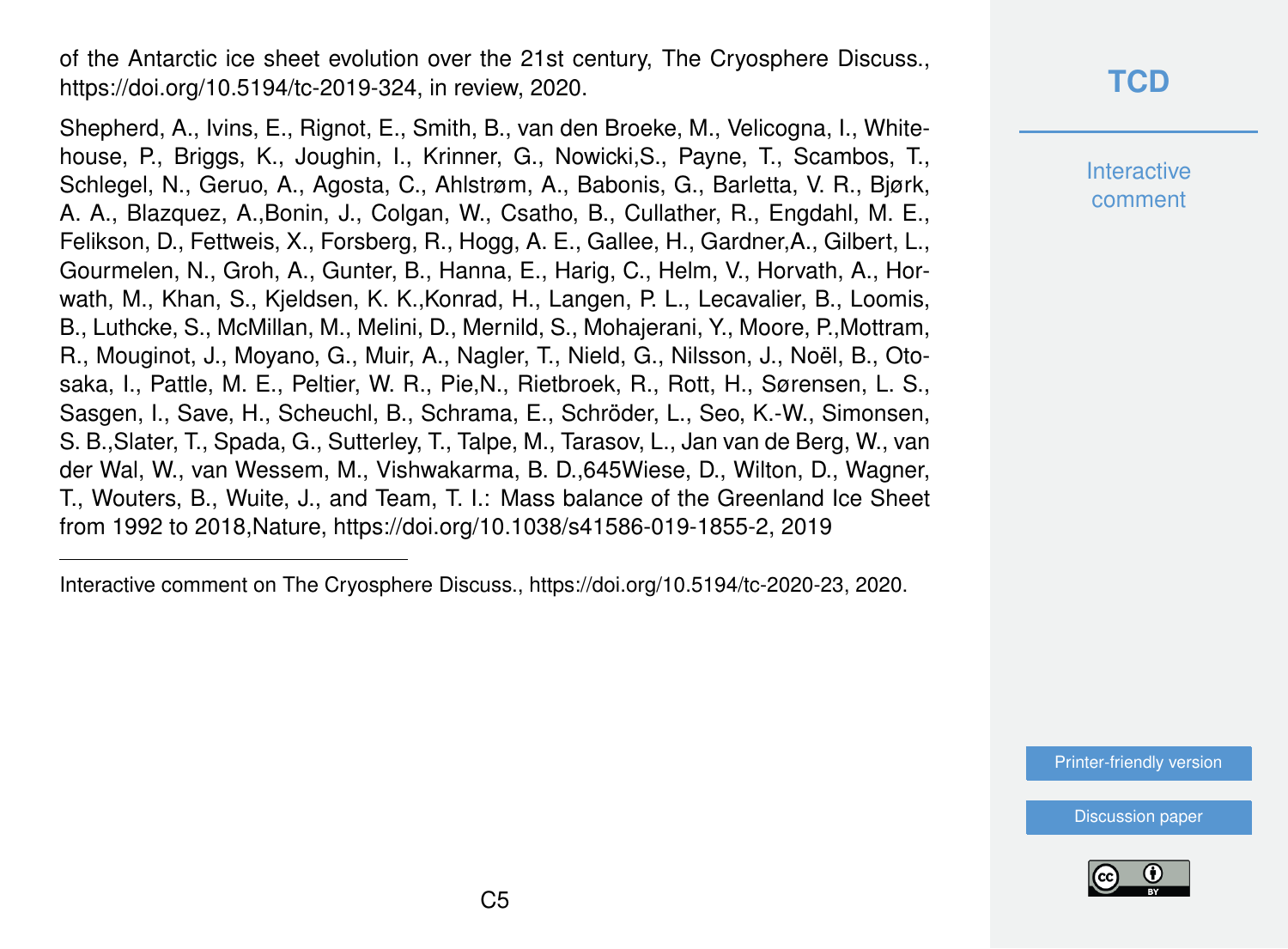of the Antarctic ice sheet evolution over the 21st century, The Cryosphere Discuss., https://doi.org/10.5194/tc-2019-324, in review, 2020.

Shepherd, A., Ivins, E., Rignot, E., Smith, B., van den Broeke, M., Velicogna, I., Whitehouse, P., Briggs, K., Joughin, I., Krinner, G., Nowicki,S., Payne, T., Scambos, T., Schlegel, N., Geruo, A., Agosta, C., Ahlstrøm, A., Babonis, G., Barletta, V. R., Bjørk, A. A., Blazquez, A.,Bonin, J., Colgan, W., Csatho, B., Cullather, R., Engdahl, M. E., Felikson, D., Fettweis, X., Forsberg, R., Hogg, A. E., Gallee, H., Gardner,A., Gilbert, L., Gourmelen, N., Groh, A., Gunter, B., Hanna, E., Harig, C., Helm, V., Horvath, A., Horwath, M., Khan, S., Kjeldsen, K. K.,Konrad, H., Langen, P. L., Lecavalier, B., Loomis, B., Luthcke, S., McMillan, M., Melini, D., Mernild, S., Mohajerani, Y., Moore, P.,Mottram, R., Mouginot, J., Moyano, G., Muir, A., Nagler, T., Nield, G., Nilsson, J., Noël, B., Otosaka, I., Pattle, M. E., Peltier, W. R., Pie,N., Rietbroek, R., Rott, H., Sørensen, L. S., Sasgen, I., Save, H., Scheuchl, B., Schrama, E., Schröder, L., Seo, K.-W., Simonsen, S. B.,Slater, T., Spada, G., Sutterley, T., Talpe, M., Tarasov, L., Jan van de Berg, W., van der Wal, W., van Wessem, M., Vishwakarma, B. D.,645Wiese, D., Wilton, D., Wagner, T., Wouters, B., Wuite, J., and Team, T. I.: Mass balance of the Greenland Ice Sheet from 1992 to 2018,Nature, https://doi.org/10.1038/s41586-019-1855-2, 2019

---

Interactive comment on The Cryosphere Discuss., https://doi.org/10.5194/tc-2020-23, 2020.